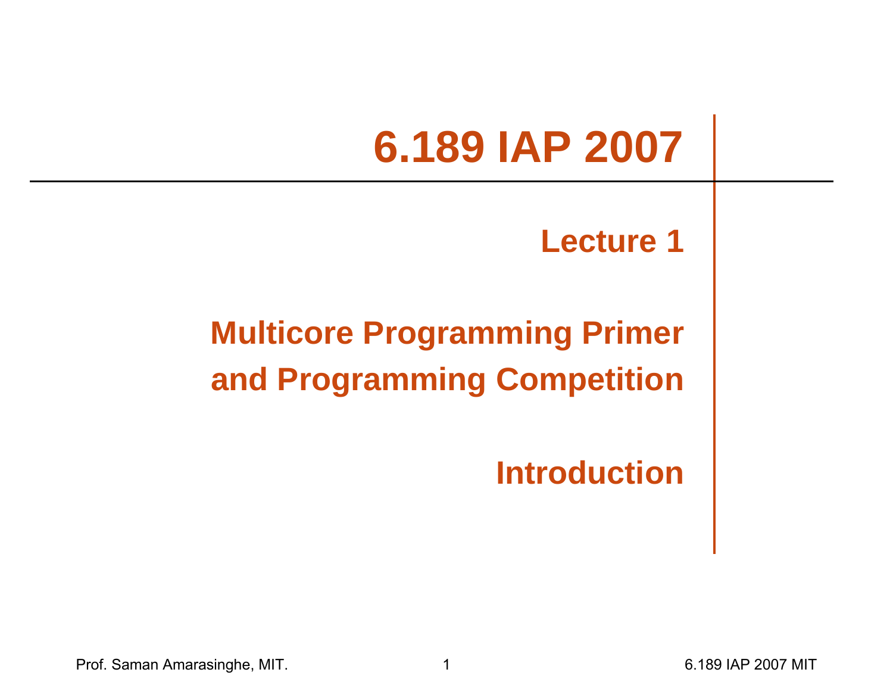# 6.189 IAP 2007

## Lecture 1

## Multicore Programming Primer and Programming Competition

## Introduction

Prof. Saman Amarasinghe, MIT.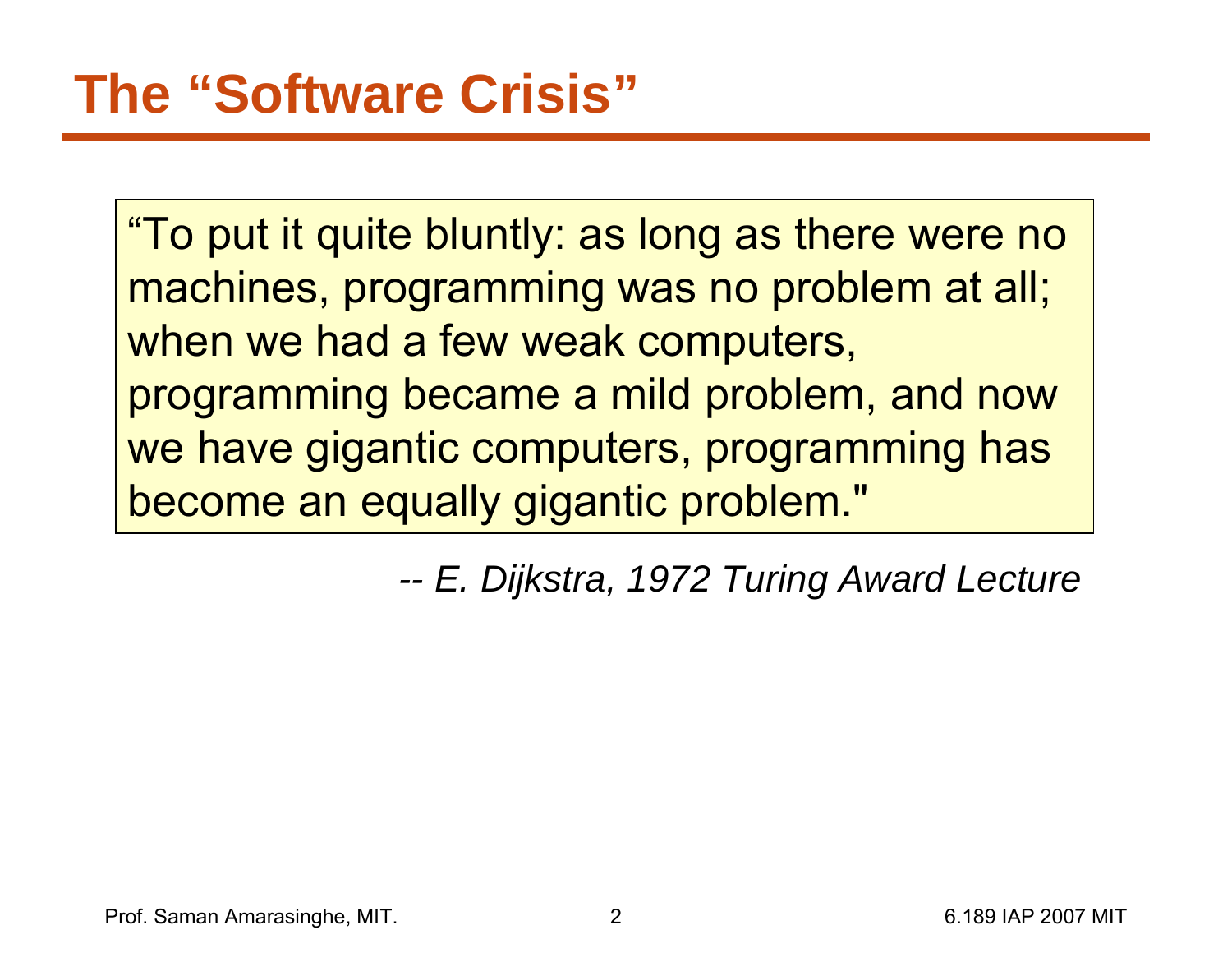# The “Software Crisis”

> “To put it quite bluntly: as long as there were no machines, programming was no problem at all; when we had a few weak computers, programming became a mild problem, and now we have gigantic computers, programming has become an equally gigantic problem."

*-- E. Dijkstra, 1972 Turing Award Lecture*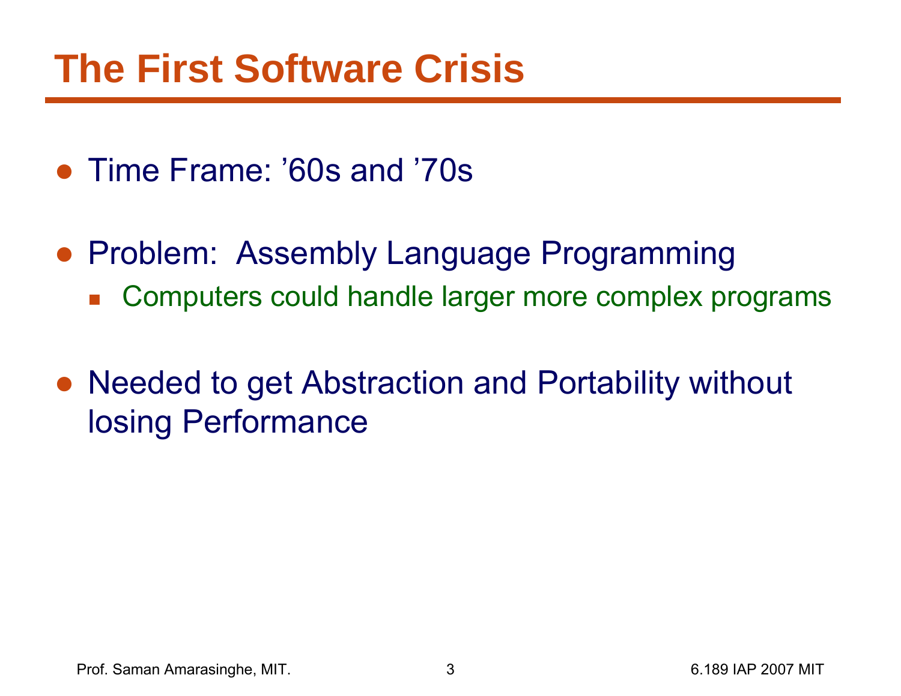# The First Software Crisis

- Time Frame: ’60s and ’70s
- Problem: Assembly Language Programming
  - Computers could handle larger more complex programs
- Needed to get Abstraction and Portability without losing Performance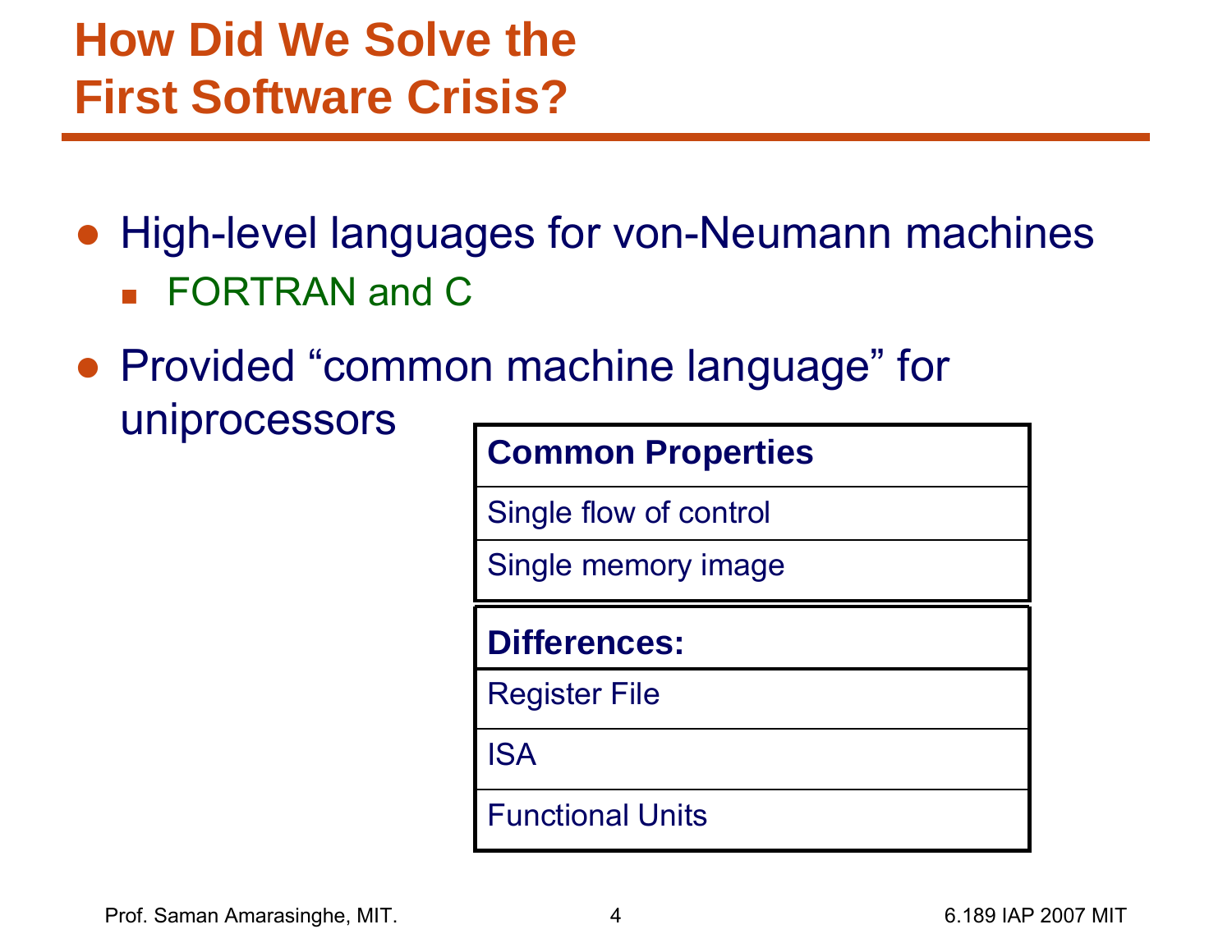# How Did We Solve the First Software Crisis?

- High-level languages for von-Neumann machines
  - FORTRAN and C
- Provided "common machine language" for uniprocessors

| Common Properties |
| --- |
| Single flow of control |
| Single memory image |

| Differences: |
| --- |
| Register File |
| ISA |
| Functional Units |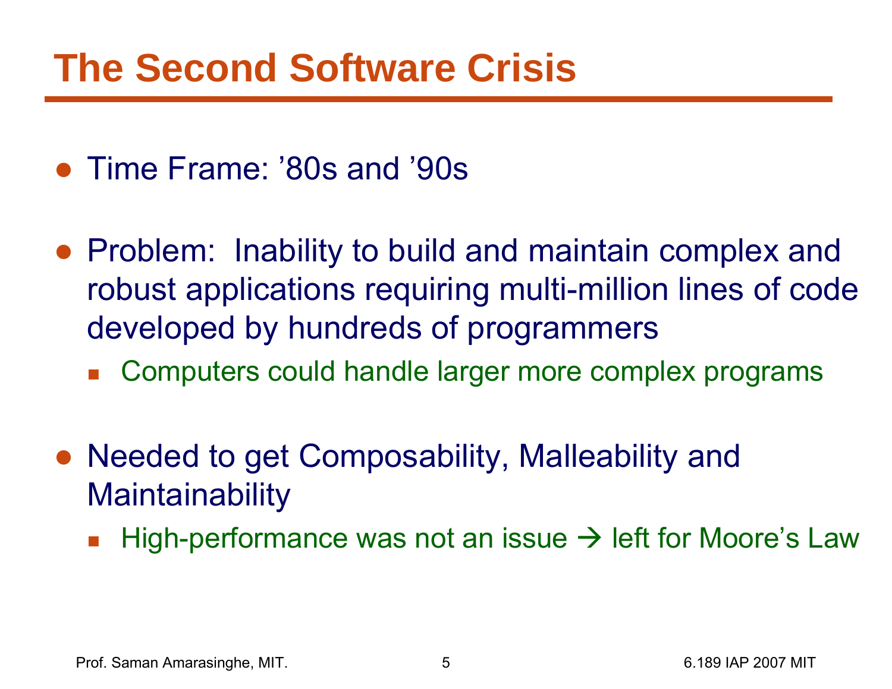# The Second Software Crisis

- Time Frame: '80s and '90s
- Problem: Inability to build and maintain complex and robust applications requiring multi-million lines of code developed by hundreds of programmers
  - Computers could handle larger more complex programs
- Needed to get Composability, Malleability and Maintainability
  - High-performance was not an issue → left for Moore's Law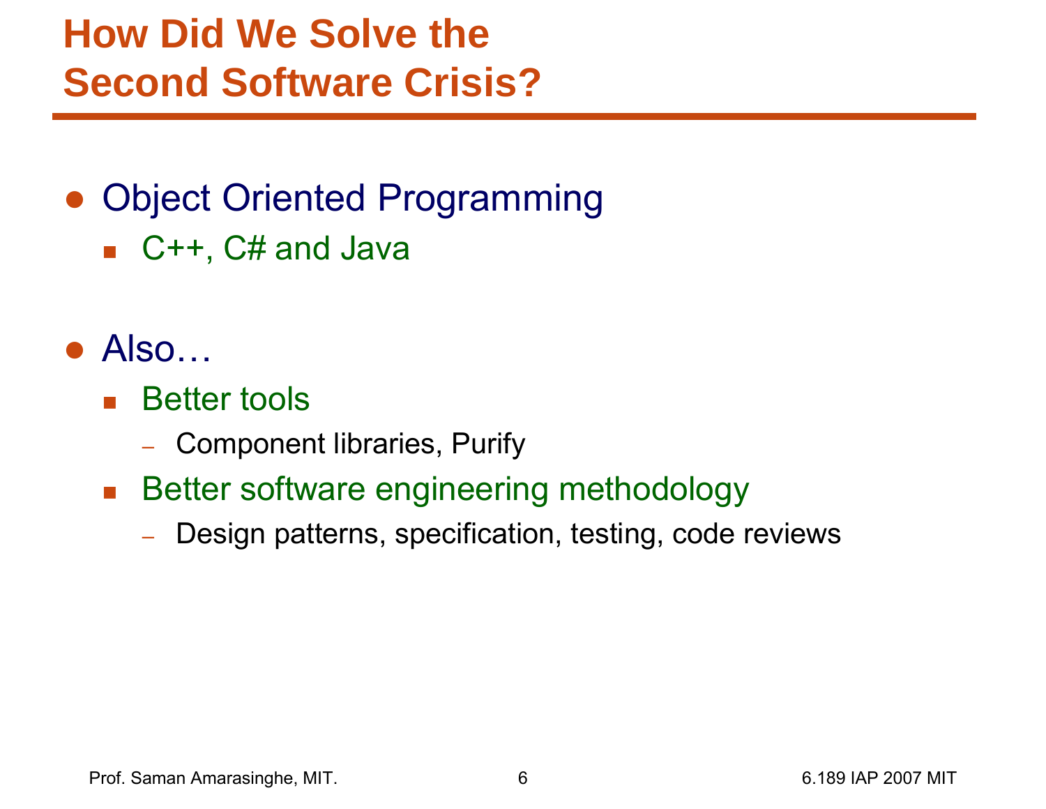# How Did We Solve the Second Software Crisis?

- Object Oriented Programming
  - C++, C# and Java
- Also…
  - Better tools
    - Component libraries, Purify
  - Better software engineering methodology
    - Design patterns, specification, testing, code reviews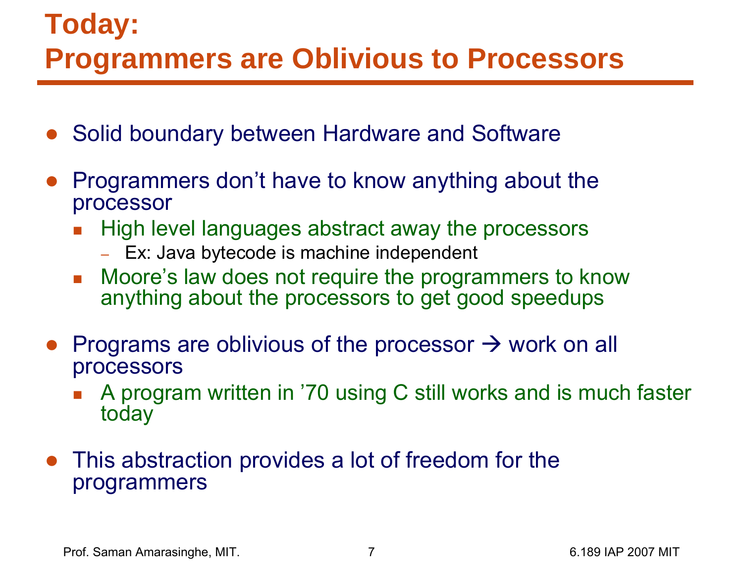# Today: Programmers are Oblivious to Processors

- Solid boundary between Hardware and Software
- Programmers don't have to know anything about the processor
  - High level languages abstract away the processors
    - Ex: Java bytecode is machine independent
  - Moore's law does not require the programmers to know anything about the processors to get good speedups
- Programs are oblivious of the processor → work on all processors
  - A program written in '70 using C still works and is much faster today
- This abstraction provides a lot of freedom for the programmers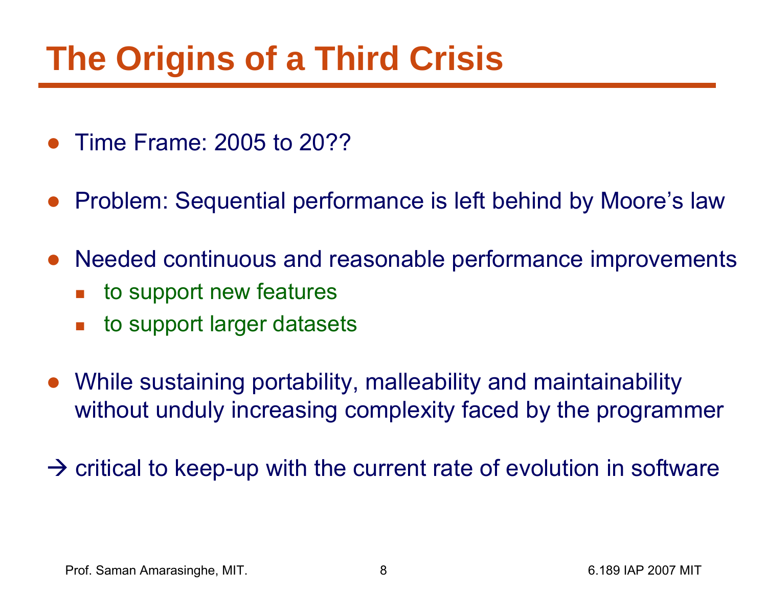# The Origins of a Third Crisis

- Time Frame: 2005 to 20??
- Problem: Sequential performance is left behind by Moore's law
- Needed continuous and reasonable performance improvements
  - to support new features
  - to support larger datasets
- While sustaining portability, malleability and maintainability without unduly increasing complexity faced by the programmer

→ critical to keep-up with the current rate of evolution in software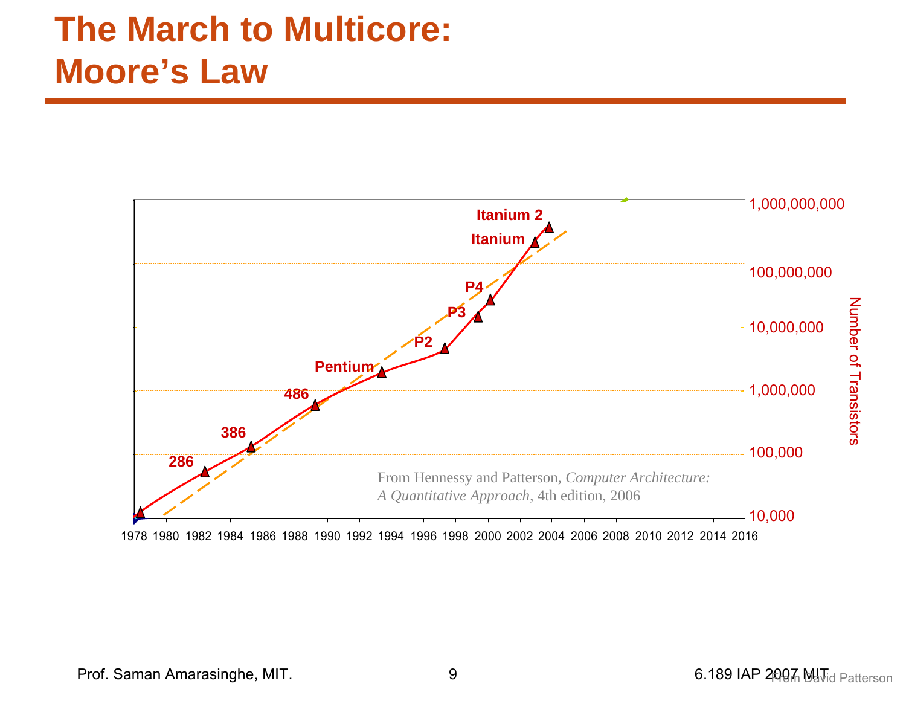# The March to Multicore: Moore's Law

Itanium 2

Itanium

P4

P3

P2

Pentium

486

386

286

1,000,000,000

100,000,000

10,000,000

1,000,000

100,000

10,000

Number of Transistors

1978 1980 1982 1984 1986 1988 1990 1992 1994 1996 1998 2000 2002 2004 2006 2008 2010 2012 2014 2016

From Hennessy and Patterson, *Computer Architecture: A Quantitative Approach*, 4th edition, 2006

From David Patterson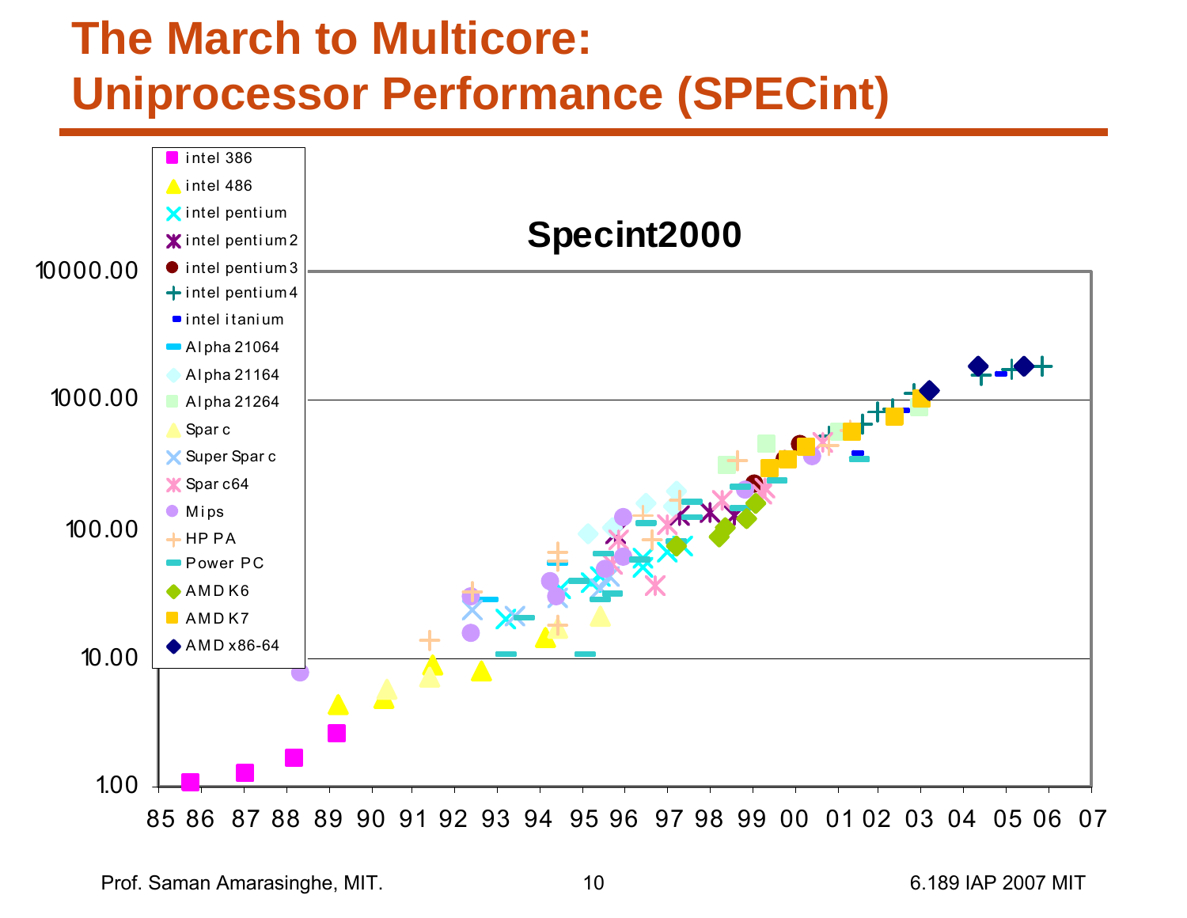# The March to Multicore: Uniprocessor Performance (SPECint)

**Specint2000**

Legend: intel 386, intel 486, intel pentium, intel pentium 2, intel pentium 3, intel pentium 4, intel itanium, Alpha 21064, Alpha 21164, Alpha 21264, Sparc, SuperSparc, Sparc64, Mips, HP PA, Power PC, AMD K6, AMD K7, AMD x86-64

Y-axis (log scale): 1.00, 10.00, 100.00, 1000.00, 10000.00

X-axis: 85 86 87 88 89 90 91 92 93 94 95 96 97 98 99 00 01 02 03 04 05 06 07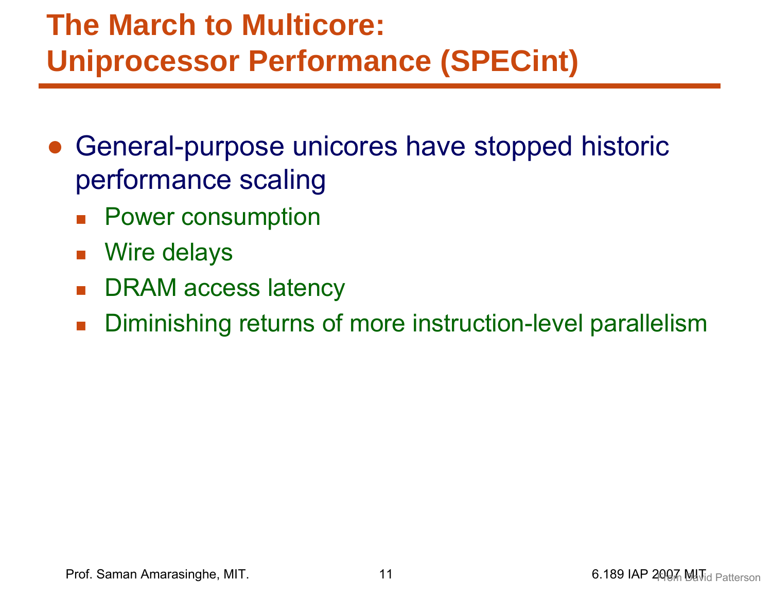# The March to Multicore: Uniprocessor Performance (SPECint)

- General-purpose unicores have stopped historic performance scaling
  - Power consumption
  - Wire delays
  - DRAM access latency
  - Diminishing returns of more instruction-level parallelism

From David Patterson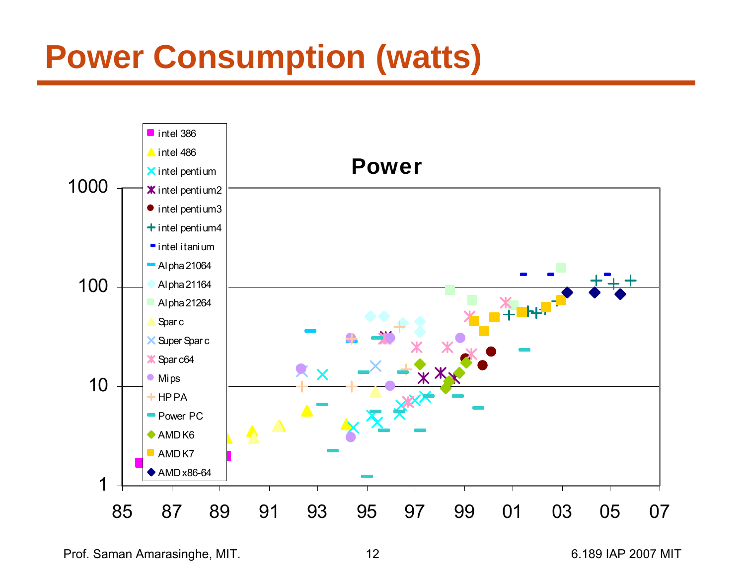# Power Consumption (watts)

**Power**

Legend: intel 386, intel 486, intel pentium, intel pentium2, intel pentium3, intel pentium4, intel itanium, Alpha 21064, Alpha 21164, Alpha 21264, Sparc, SuperSparc, Sparc64, Mips, HP PA, Power PC, AMD K6, AMD K7, AMD x86-64

Y-axis: 1, 10, 100, 1000

X-axis: 85, 87, 89, 91, 93, 95, 97, 99, 01, 03, 05, 07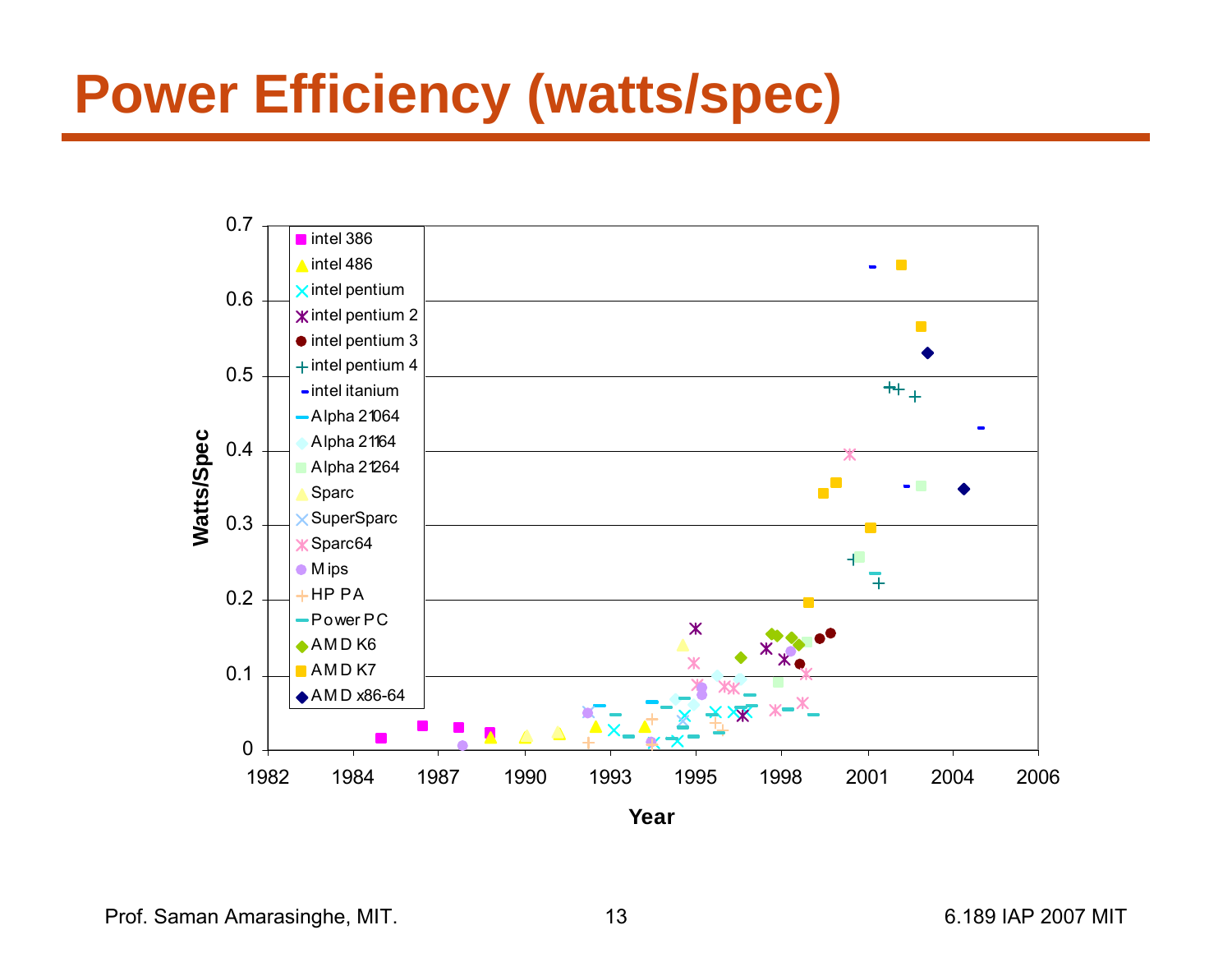# Power Efficiency (watts/spec)

Watts/Spec

0 0.1 0.2 0.3 0.4 0.5 0.6 0.7

1982 1984 1987 1990 1993 1995 1998 2001 2004 2006

Year

- intel 386
- intel 486
- intel pentium
- intel pentium 2
- intel pentium 3
- intel pentium 4
- intel itanium
- Alpha 21064
- Alpha 21164
- Alpha 21264
- Sparc
- SuperSparc
- Sparc64
- Mips
- HP PA
- Power PC
- AMD K6
- AMD K7
- AMD x86-64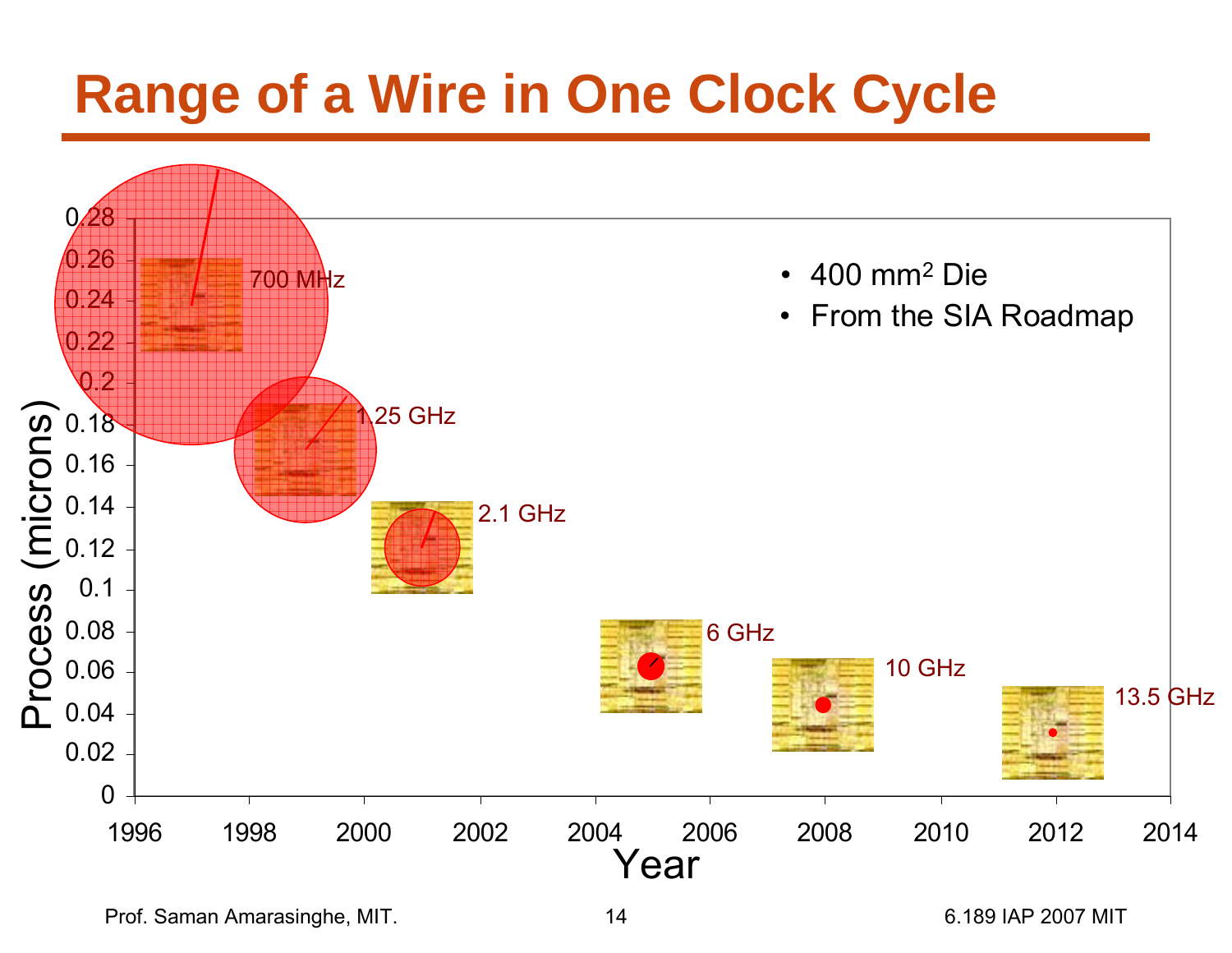# Range of a Wire in One Clock Cycle

- 400 $mm^2$ Die
- From the SIA Roadmap

Process (microns) vs. Year: 700 MHz, 1.25 GHz, 2.1 GHz, 6 GHz, 10 GHz, 13.5 GHz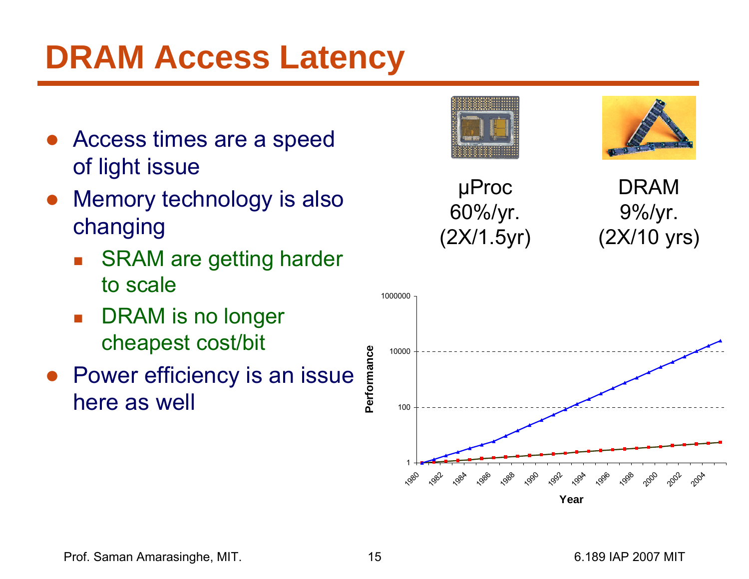# DRAM Access Latency

- Access times are a speed of light issue
- Memory technology is also changing
  - SRAM are getting harder to scale
  - DRAM is no longer cheapest cost/bit
- Power efficiency is an issue here as well

µProc
60%/yr.
(2X/1.5yr)

DRAM
9%/yr.
(2X/10 yrs)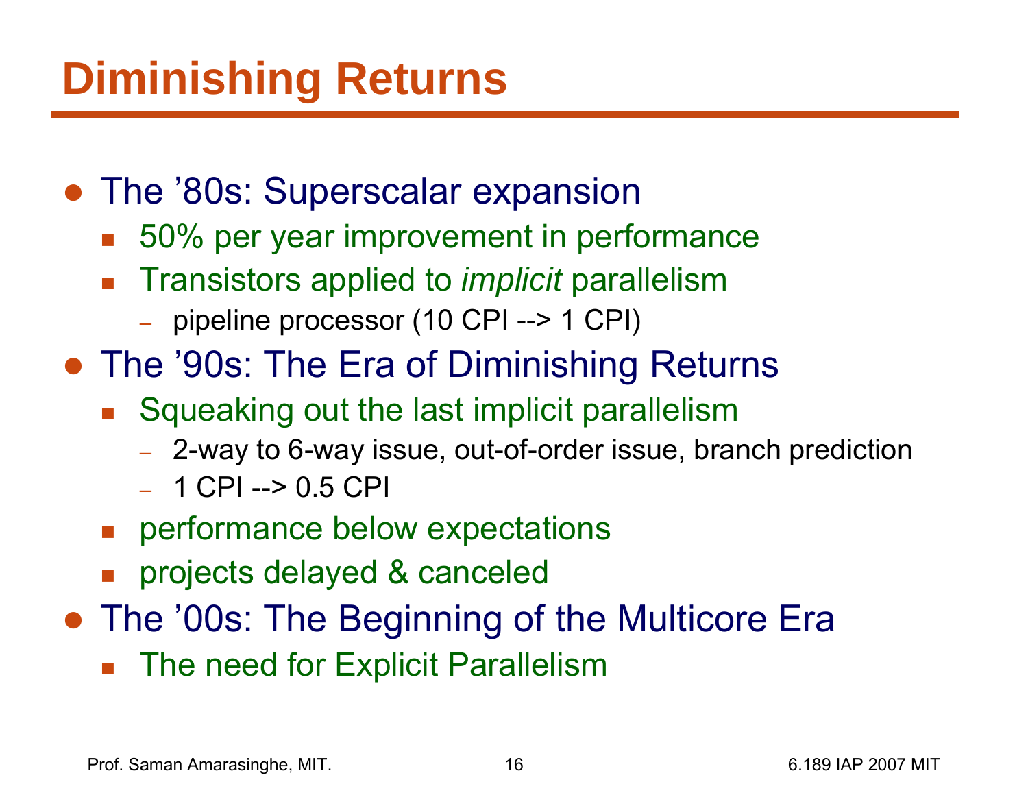# Diminishing Returns

- The ’80s: Superscalar expansion
  - 50% per year improvement in performance
  - Transistors applied to *implicit* parallelism
    - pipeline processor (10 CPI --> 1 CPI)
- The ’90s: The Era of Diminishing Returns
  - Squeaking out the last implicit parallelism
    - 2-way to 6-way issue, out-of-order issue, branch prediction
    - 1 CPI --> 0.5 CPI
  - performance below expectations
  - projects delayed & canceled
- The ’00s: The Beginning of the Multicore Era
  - The need for Explicit Parallelism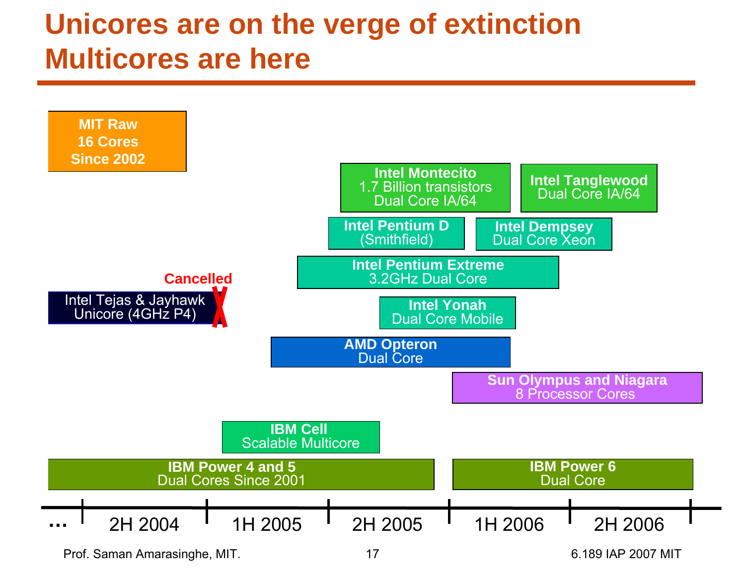# Unicores are on the verge of extinction Multicores are here

**MIT Raw**
**16 Cores**
**Since 2002**

**Intel Montecito**
1.7 Billion transistors
Dual Core IA/64

**Intel Tanglewood**
Dual Core IA/64

**Intel Pentium D**
(Smithfield)

**Intel Dempsey**
Dual Core Xeon

**Intel Pentium Extreme**
3.2GHz Dual Core

**Cancelled**

Intel Tejas & Jayhawk
Unicore (4GHz P4)

**Intel Yonah**
Dual Core Mobile

**AMD Opteron**
Dual Core

**Sun Olympus and Niagara**
8 Processor Cores

**IBM Cell**
Scalable Multicore

**IBM Power 4 and 5**
Dual Cores Since 2001

**IBM Power 6**
Dual Core

… 2H 2004 | 1H 2005 | 2H 2005 | 1H 2006 | 2H 2006

Prof. Saman Amarasinghe, MIT. 6.189 IAP 2007 MIT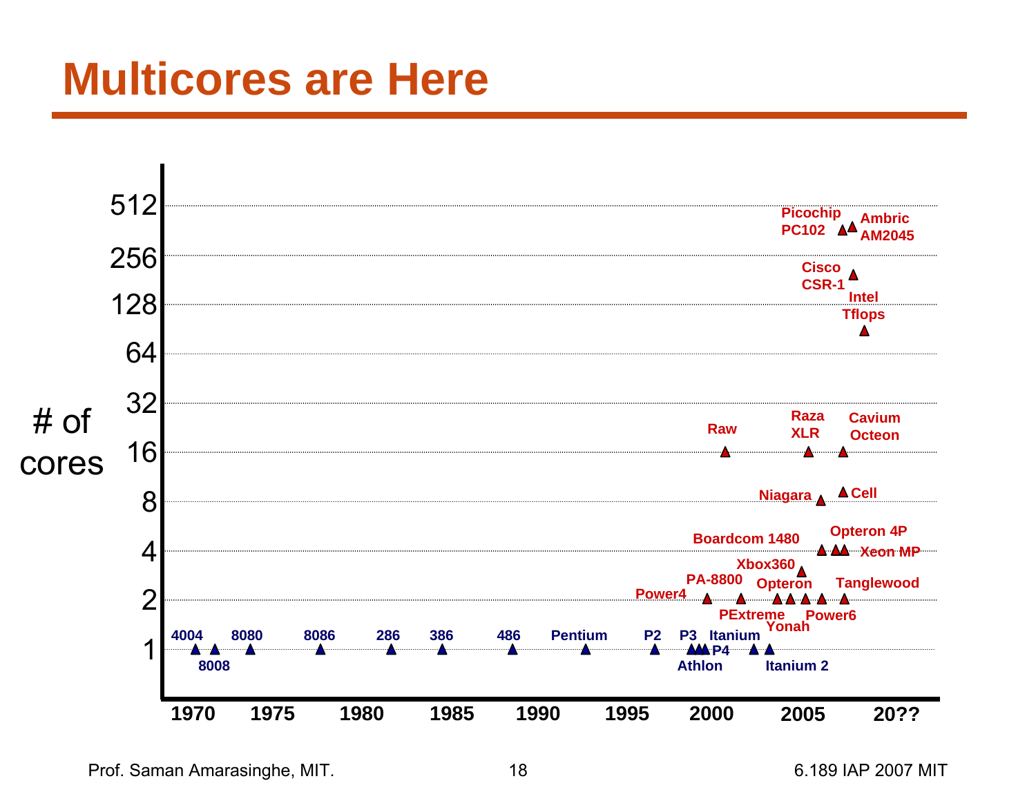# Multicores are Here

# of cores

512
256
128
64
32
16
8
4
2
1

1970 1975 1980 1985 1990 1995 2000 2005 20??

4004 8008 8080 8086 286 386 486 Pentium P2 P3 Athlon P4 Itanium Itanium 2

Power4 PA-8800 PExtreme Yonah Opteron Xbox360 Power6 Tanglewood Boardcom 1480 Opteron 4P Xeon MP Niagara Cell Raw Raza XLR Cavium Octeon Intel Tflops Cisco CSR-1 Picochip PC102 Ambric AM2045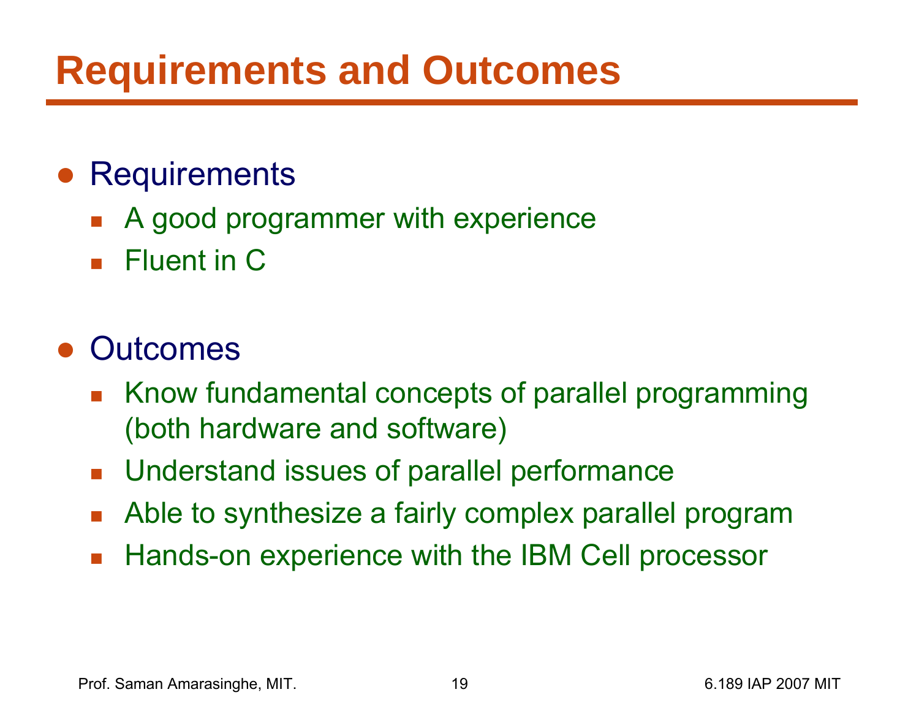# Requirements and Outcomes

- Requirements
  - A good programmer with experience
  - Fluent in C

- Outcomes
  - Know fundamental concepts of parallel programming (both hardware and software)
  - Understand issues of parallel performance
  - Able to synthesize a fairly complex parallel program
  - Hands-on experience with the IBM Cell processor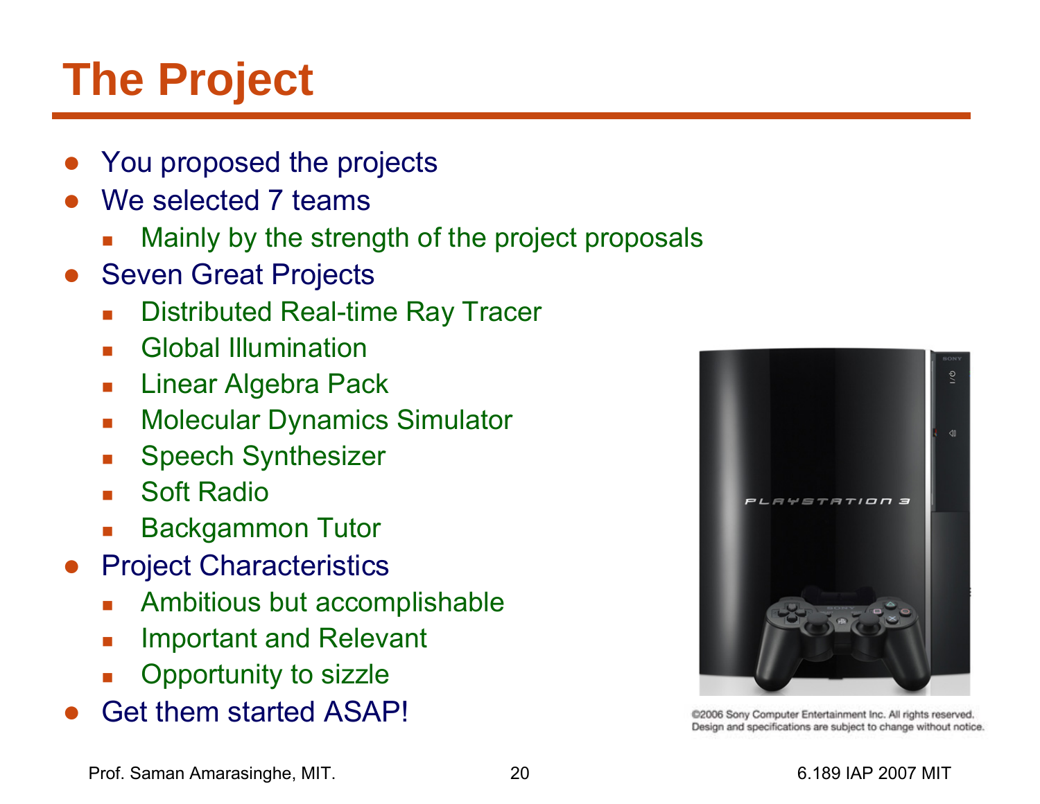# The Project

- You proposed the projects
- We selected 7 teams
  - Mainly by the strength of the project proposals
- Seven Great Projects
  - Distributed Real-time Ray Tracer
  - Global Illumination
  - Linear Algebra Pack
  - Molecular Dynamics Simulator
  - Speech Synthesizer
  - Soft Radio
  - Backgammon Tutor
- Project Characteristics
  - Ambitious but accomplishable
  - Important and Relevant
  - Opportunity to sizzle
- Get them started ASAP!

©2006 Sony Computer Entertainment Inc. All rights reserved. Design and specifications are subject to change without notice.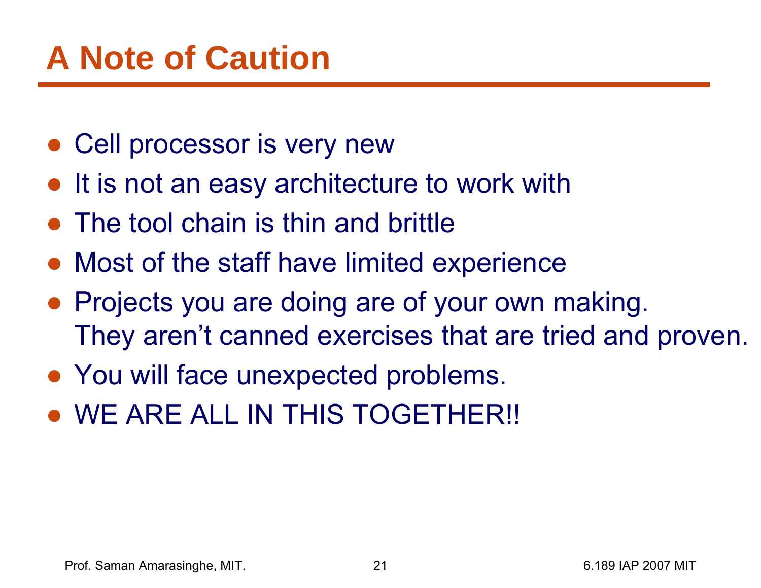# A Note of Caution

- Cell processor is very new
- It is not an easy architecture to work with
- The tool chain is thin and brittle
- Most of the staff have limited experience
- Projects you are doing are of your own making. They aren't canned exercises that are tried and proven.
- You will face unexpected problems.
- WE ARE ALL IN THIS TOGETHER!!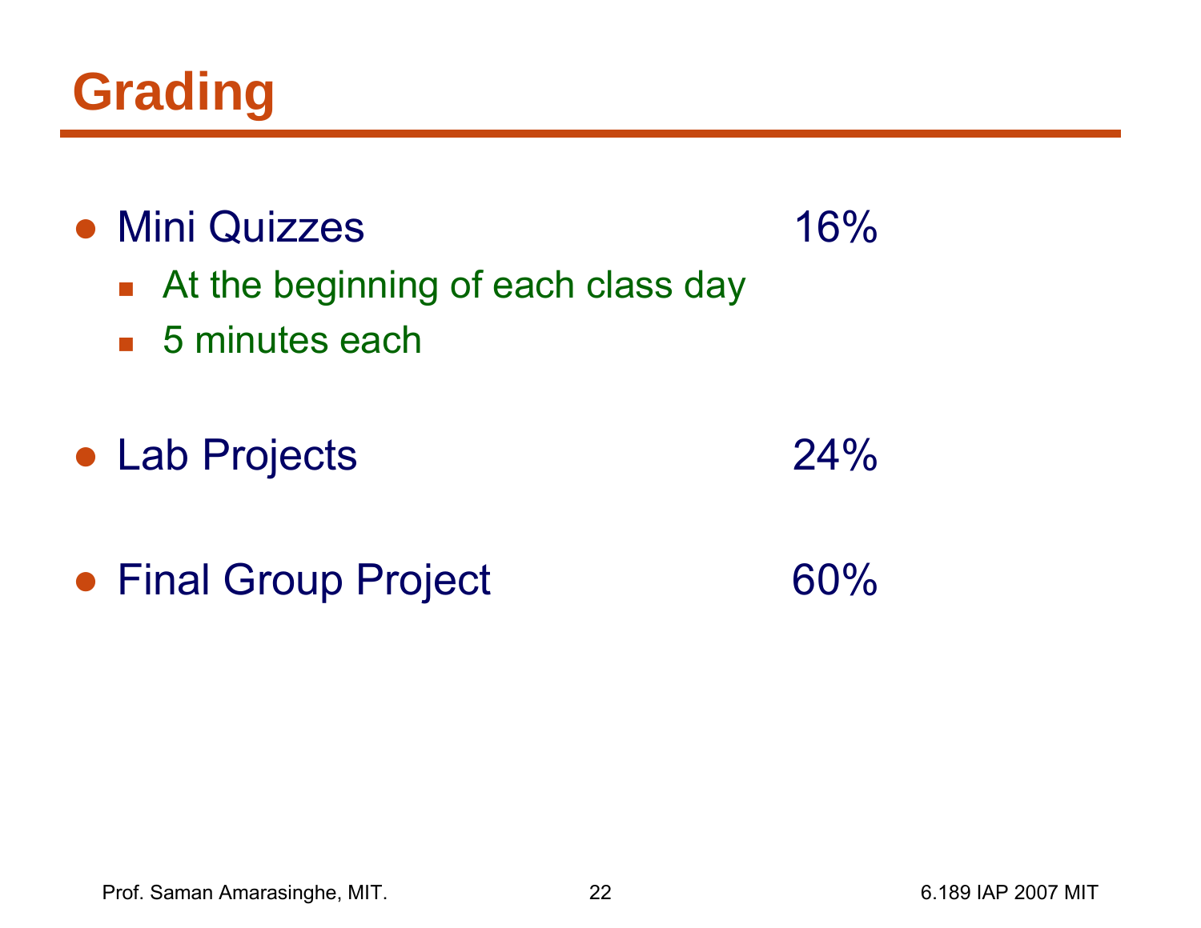# Grading

- Mini Quizzes 16%
  - At the beginning of each class day
  - 5 minutes each
- Lab Projects 24%
- Final Group Project 60%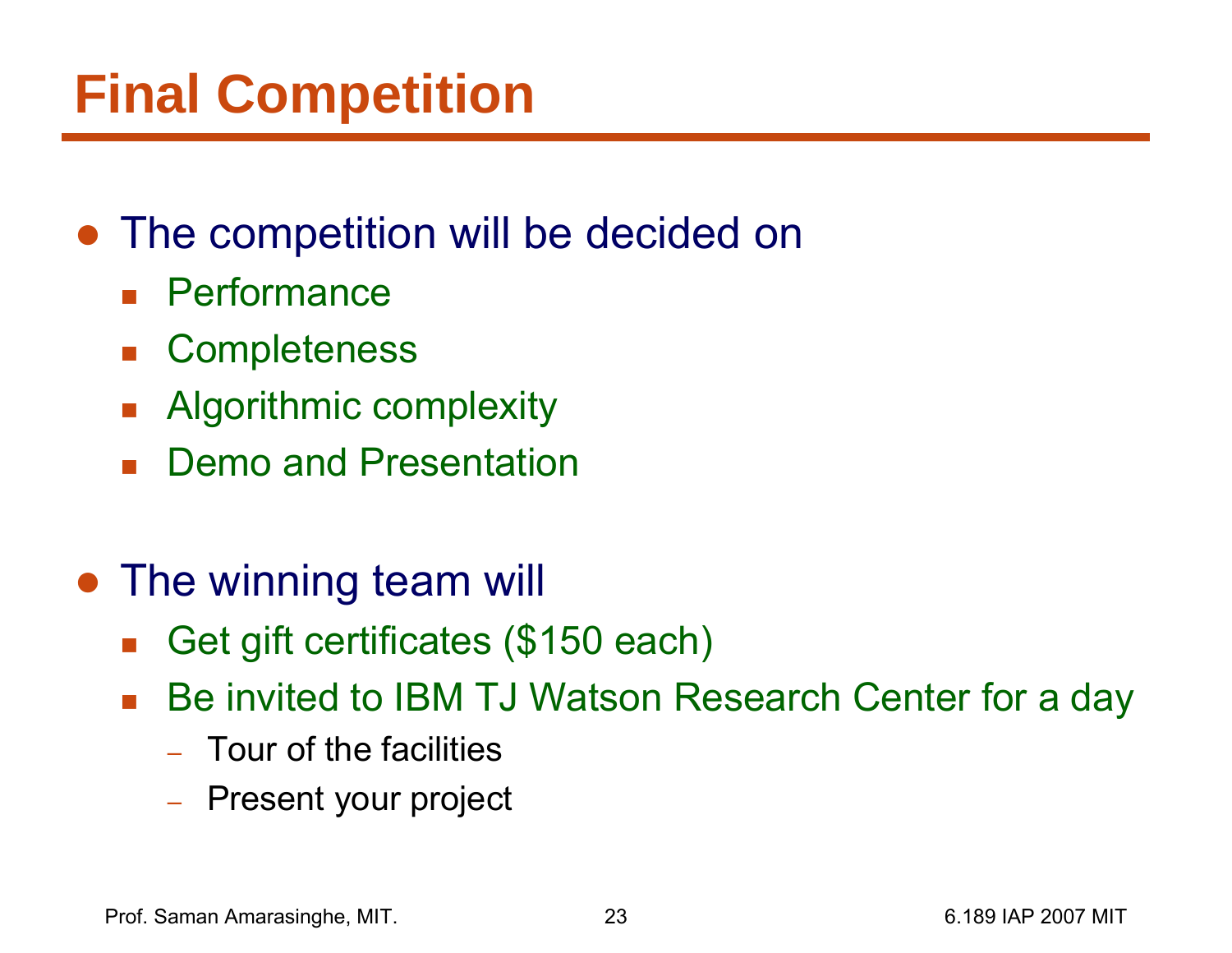# Final Competition

- The competition will be decided on
  - Performance
  - Completeness
  - Algorithmic complexity
  - Demo and Presentation

- The winning team will
  - Get gift certificates ($150 each)
  - Be invited to IBM TJ Watson Research Center for a day
    - Tour of the facilities
    - Present your project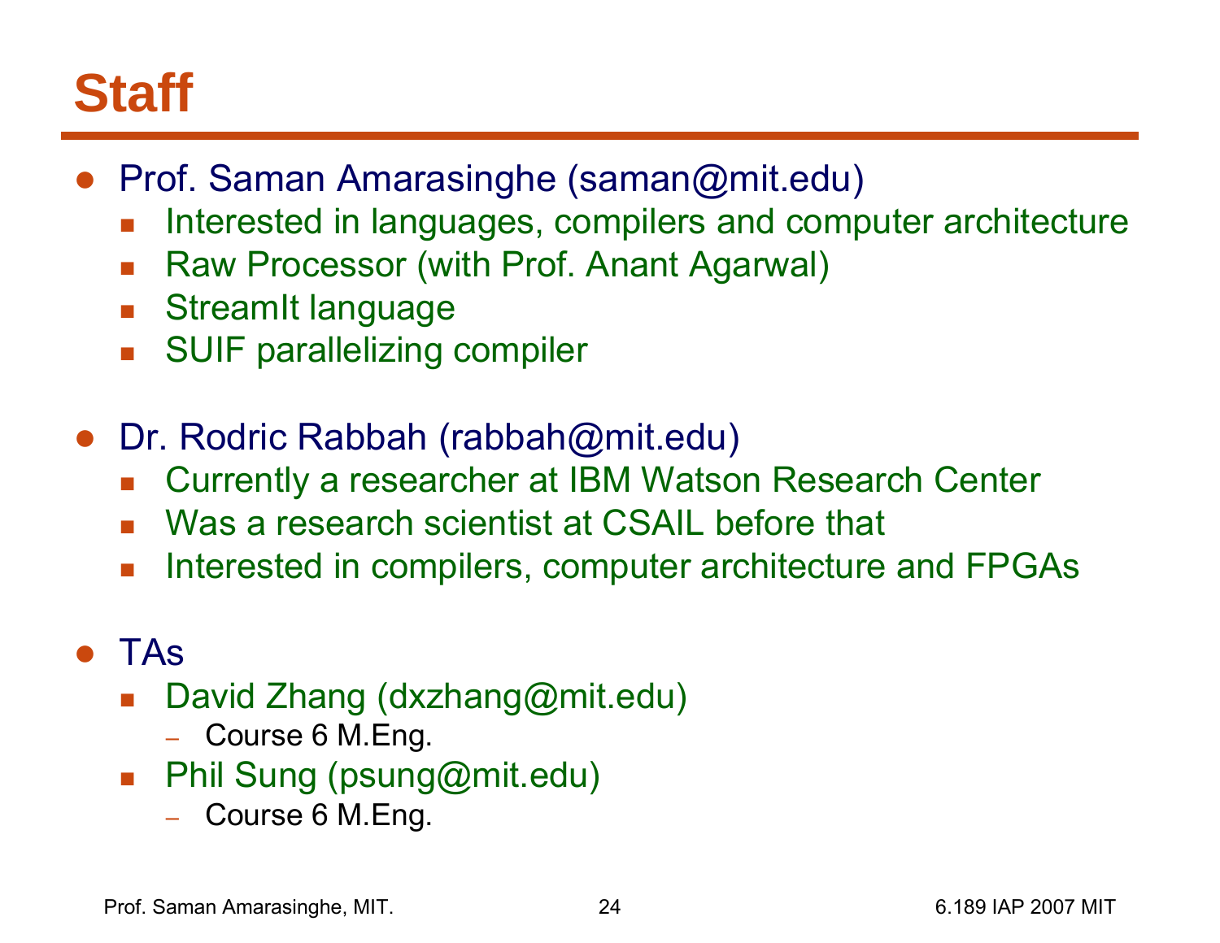# Staff

- Prof. Saman Amarasinghe (saman@mit.edu)
  - Interested in languages, compilers and computer architecture
  - Raw Processor (with Prof. Anant Agarwal)
  - StreamIt language
  - SUIF parallelizing compiler

- Dr. Rodric Rabbah (rabbah@mit.edu)
  - Currently a researcher at IBM Watson Research Center
  - Was a research scientist at CSAIL before that
  - Interested in compilers, computer architecture and FPGAs

- TAs
  - David Zhang (dxzhang@mit.edu)
    - Course 6 M.Eng.
  - Phil Sung (psung@mit.edu)
    - Course 6 M.Eng.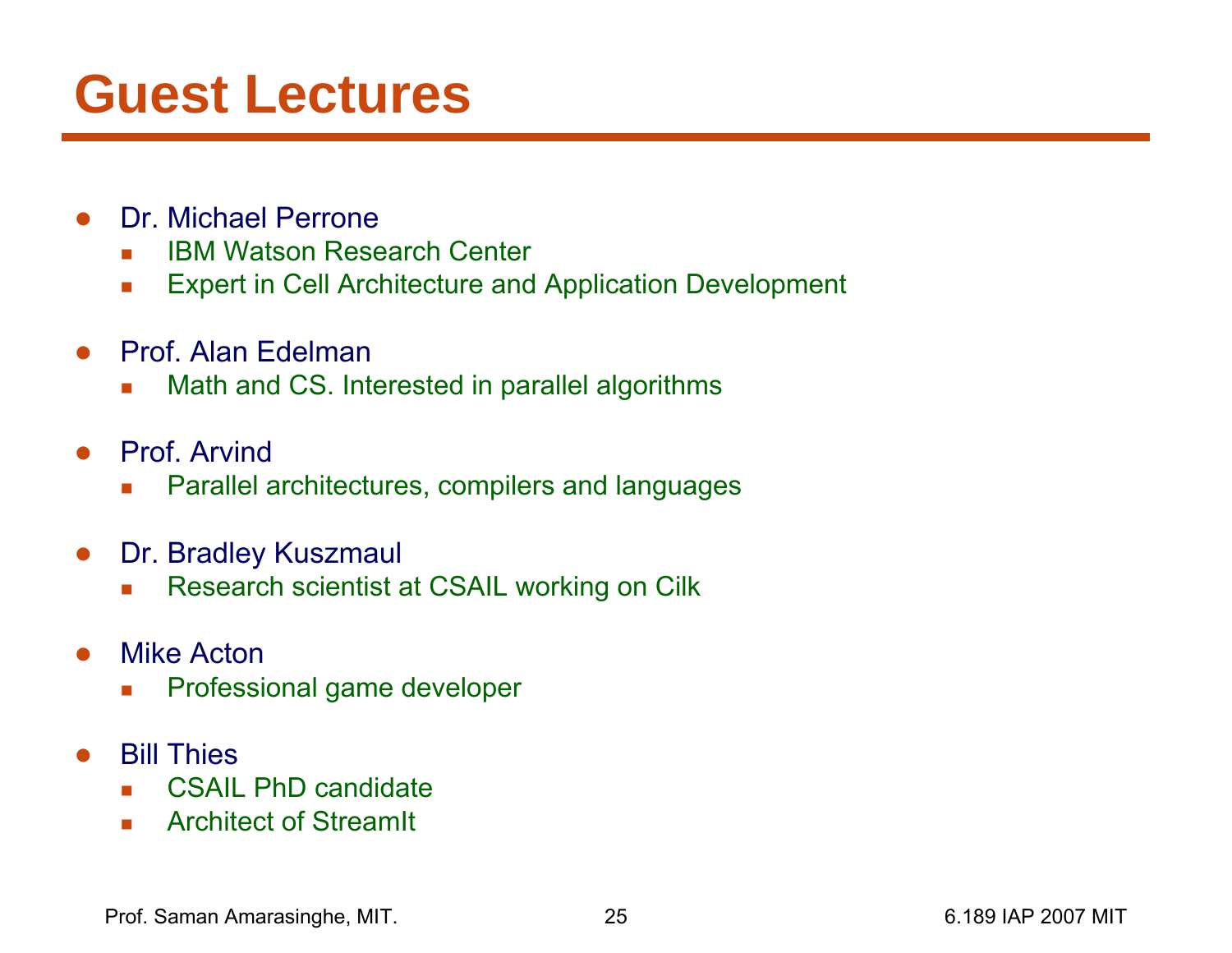# Guest Lectures

- Dr. Michael Perrone
  - IBM Watson Research Center
  - Expert in Cell Architecture and Application Development
- Prof. Alan Edelman
  - Math and CS. Interested in parallel algorithms
- Prof. Arvind
  - Parallel architectures, compilers and languages
- Dr. Bradley Kuszmaul
  - Research scientist at CSAIL working on Cilk
- Mike Acton
  - Professional game developer
- Bill Thies
  - CSAIL PhD candidate
  - Architect of StreamIt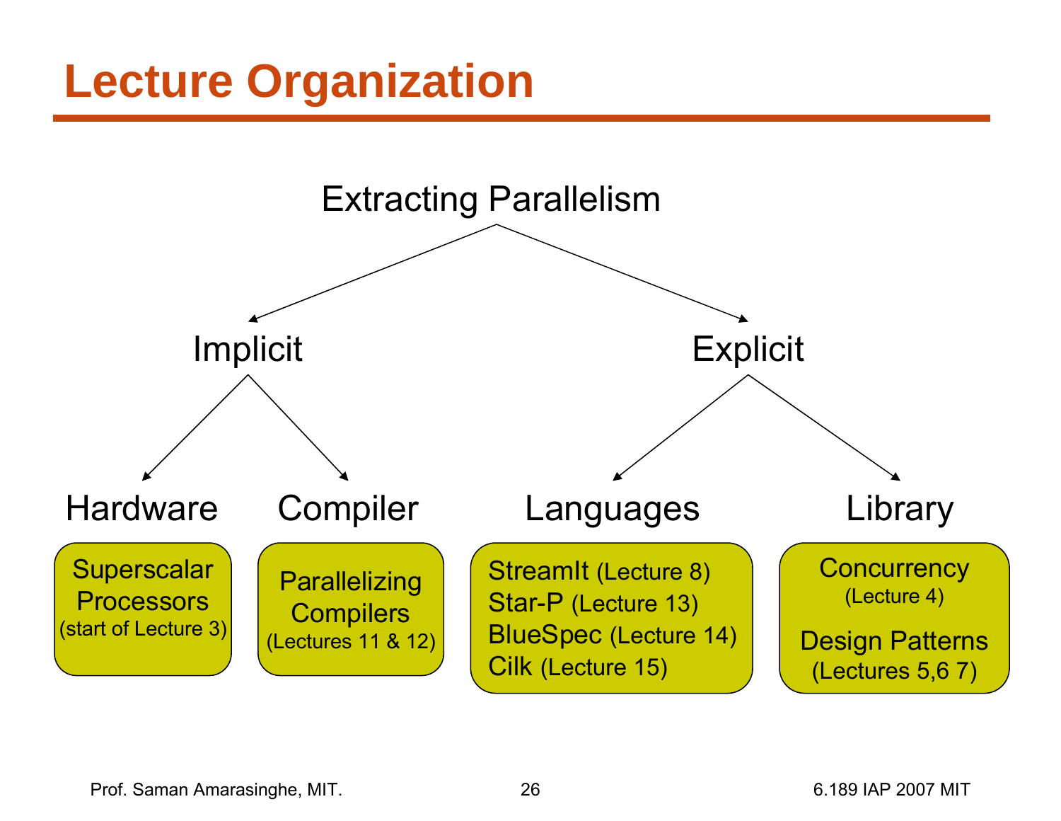# Lecture Organization

- Extracting Parallelism
  - Implicit
    - Hardware
      - Superscalar Processors (start of Lecture 3)
    - Compiler
      - Parallelizing Compilers (Lectures 11 & 12)
  - Explicit
    - Languages
      - StreamIt (Lecture 8)
      - Star-P (Lecture 13)
      - BlueSpec (Lecture 14)
      - Cilk (Lecture 15)
    - Library
      - Concurrency (Lecture 4)
      - Design Patterns (Lectures 5,6 7)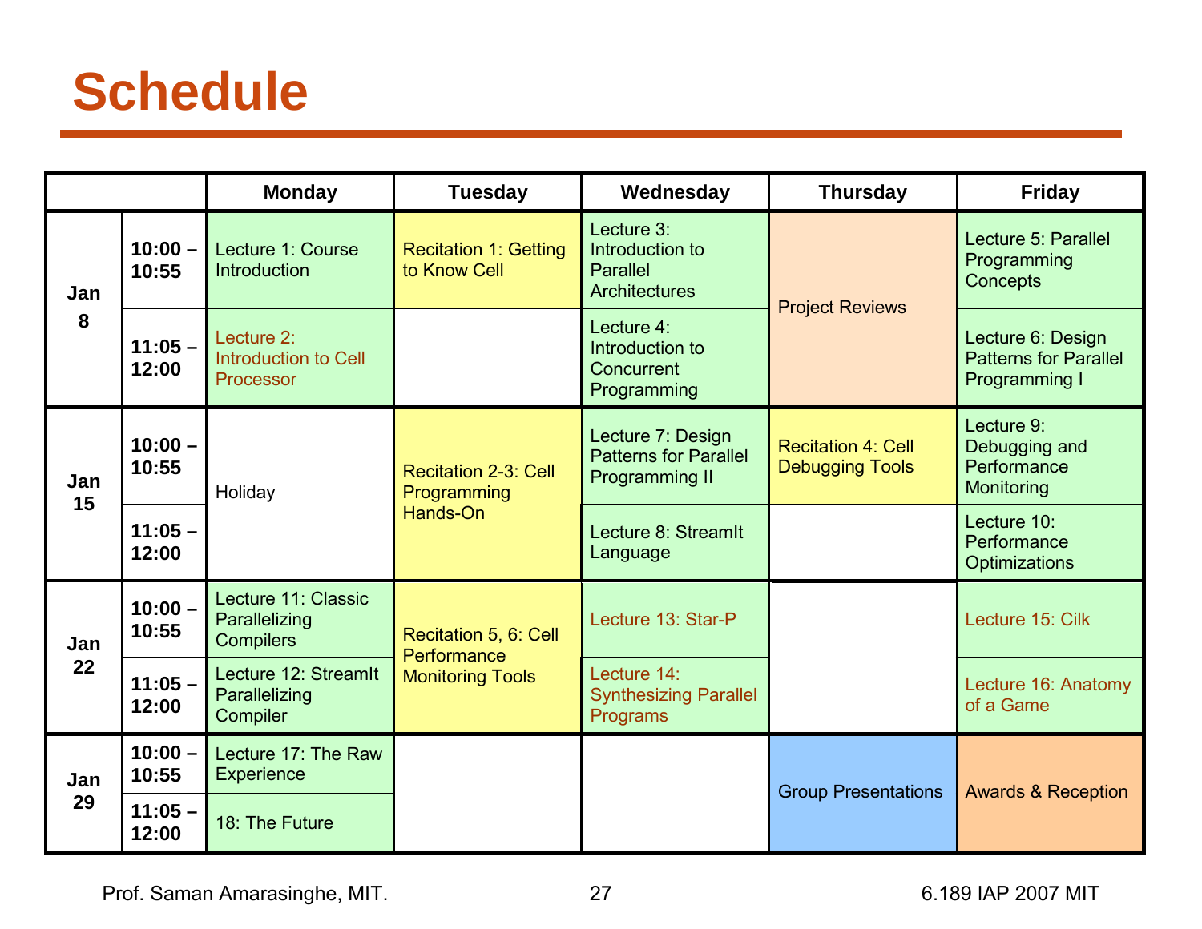# Schedule

| | | Monday | Tuesday | Wednesday | Thursday | Friday |
|---|---|---|---|---|---|---|
| Jan 8 | 10:00 – 10:55 | Lecture 1: Course Introduction | Recitation 1: Getting to Know Cell | Lecture 3: Introduction to Parallel Architectures | Project Reviews | Lecture 5: Parallel Programming Concepts |
| | 11:05 – 12:00 | Lecture 2: Introduction to Cell Processor | | Lecture 4: Introduction to Concurrent Programming | | Lecture 6: Design Patterns for Parallel Programming I |
| Jan 15 | 10:00 – 10:55 | Holiday | Recitation 2-3: Cell Programming Hands-On | Lecture 7: Design Patterns for Parallel Programming II | Recitation 4: Cell Debugging Tools | Lecture 9: Debugging and Performance Monitoring |
| | 11:05 – 12:00 | | | Lecture 8: StreamIt Language | | Lecture 10: Performance Optimizations |
| Jan 22 | 10:00 – 10:55 | Lecture 11: Classic Parallelizing Compilers | Recitation 5, 6: Cell Performance Monitoring Tools | Lecture 13: Star-P | | Lecture 15: Cilk |
| | 11:05 – 12:00 | Lecture 12: StreamIt Parallelizing Compiler | | Lecture 14: Synthesizing Parallel Programs | | Lecture 16: Anatomy of a Game |
| Jan 29 | 10:00 – 10:55 | Lecture 17: The Raw Experience | | | Group Presentations | Awards & Reception |
| | 11:05 – 12:00 | 18: The Future | | | | |

Prof. Saman Amarasinghe, MIT.

6.189 IAP 2007 MIT